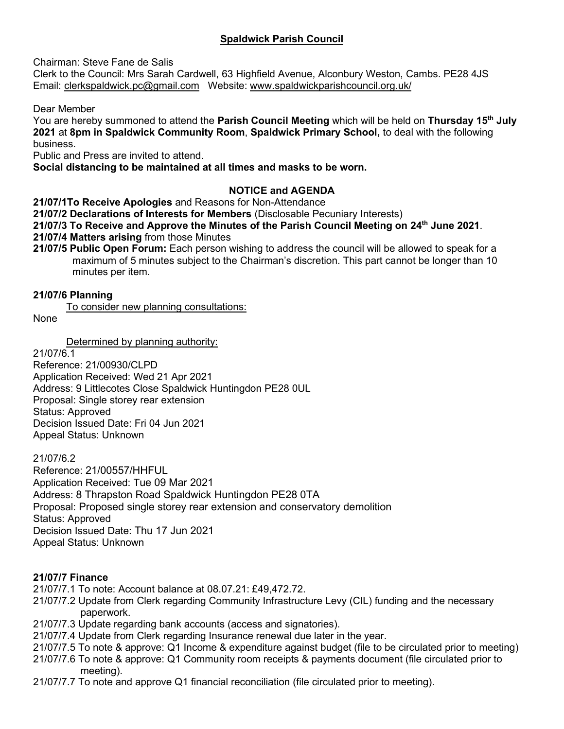# Spaldwick Parish Council

Chairman: Steve Fane de Salis
Clerk to the Council: Mrs Sarah Cardwell, 63 Highfield Avenue, Alconbury Weston, Cambs. PE28 4JS
Email: clerkspaldwick.pc@gmail.com   Website: www.spaldwickparishcouncil.org.uk/

Dear Member
You are hereby summoned to attend the **Parish Council Meeting** which will be held on **Thursday 15th July 2021** at **8pm in Spaldwick Community Room**, **Spaldwick Primary School,** to deal with the following business.
Public and Press are invited to attend.
**Social distancing to be maintained at all times and masks to be worn.**

## NOTICE and AGENDA

**21/07/1To Receive Apologies** and Reasons for Non-Attendance
**21/07/2 Declarations of Interests for Members** (Disclosable Pecuniary Interests)
**21/07/3 To Receive and Approve the Minutes of the Parish Council Meeting on 24th June 2021**.
**21/07/4 Matters arising** from those Minutes
**21/07/5 Public Open Forum:** Each person wishing to address the council will be allowed to speak for a maximum of 5 minutes subject to the Chairman's discretion. This part cannot be longer than 10 minutes per item.

**21/07/6 Planning**

To consider new planning consultations:

None

Determined by planning authority:

21/07/6.1
Reference: 21/00930/CLPD
Application Received: Wed 21 Apr 2021
Address: 9 Littlecotes Close Spaldwick Huntingdon PE28 0UL
Proposal: Single storey rear extension
Status: Approved
Decision Issued Date: Fri 04 Jun 2021
Appeal Status: Unknown

21/07/6.2
Reference: 21/00557/HHFUL
Application Received: Tue 09 Mar 2021
Address: 8 Thrapston Road Spaldwick Huntingdon PE28 0TA
Proposal: Proposed single storey rear extension and conservatory demolition
Status: Approved
Decision Issued Date: Thu 17 Jun 2021
Appeal Status: Unknown

**21/07/7 Finance**

21/07/7.1 To note: Account balance at 08.07.21: £49,472.72.
21/07/7.2 Update from Clerk regarding Community Infrastructure Levy (CIL) funding and the necessary paperwork.
21/07/7.3 Update regarding bank accounts (access and signatories).
21/07/7.4 Update from Clerk regarding Insurance renewal due later in the year.
21/07/7.5 To note & approve: Q1 Income & expenditure against budget (file to be circulated prior to meeting)
21/07/7.6 To note & approve: Q1 Community room receipts & payments document (file circulated prior to meeting).
21/07/7.7 To note and approve Q1 financial reconciliation (file circulated prior to meeting).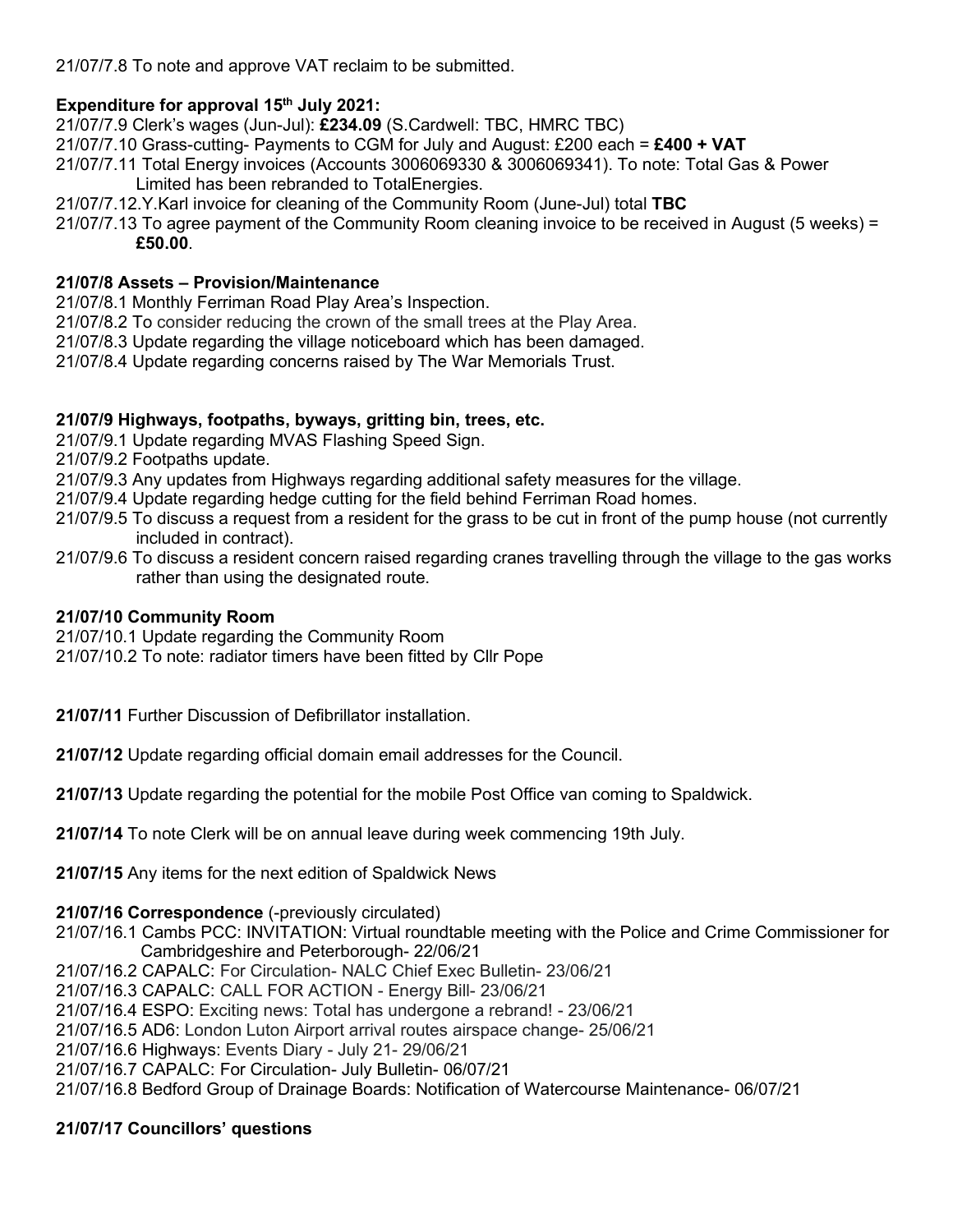21/07/7.8 To note and approve VAT reclaim to be submitted.

**Expenditure for approval 15th July 2021:**

21/07/7.9 Clerk's wages (Jun-Jul): **£234.09** (S.Cardwell: TBC, HMRC TBC)
21/07/7.10 Grass-cutting- Payments to CGM for July and August: £200 each = **£400 + VAT**
21/07/7.11 Total Energy invoices (Accounts 3006069330 & 3006069341). To note: Total Gas & Power Limited has been rebranded to TotalEnergies.
21/07/7.12.Y.Karl invoice for cleaning of the Community Room (June-Jul) total **TBC**
21/07/7.13 To agree payment of the Community Room cleaning invoice to be received in August (5 weeks) = **£50.00**.

**21/07/8 Assets – Provision/Maintenance**

21/07/8.1 Monthly Ferriman Road Play Area's Inspection.
21/07/8.2 To consider reducing the crown of the small trees at the Play Area.
21/07/8.3 Update regarding the village noticeboard which has been damaged.
21/07/8.4 Update regarding concerns raised by The War Memorials Trust.

**21/07/9 Highways, footpaths, byways, gritting bin, trees, etc.**

21/07/9.1 Update regarding MVAS Flashing Speed Sign.
21/07/9.2 Footpaths update.
21/07/9.3 Any updates from Highways regarding additional safety measures for the village.
21/07/9.4 Update regarding hedge cutting for the field behind Ferriman Road homes.
21/07/9.5 To discuss a request from a resident for the grass to be cut in front of the pump house (not currently included in contract).
21/07/9.6 To discuss a resident concern raised regarding cranes travelling through the village to the gas works rather than using the designated route.

**21/07/10 Community Room**

21/07/10.1 Update regarding the Community Room
21/07/10.2 To note: radiator timers have been fitted by Cllr Pope

**21/07/11** Further Discussion of Defibrillator installation.

**21/07/12** Update regarding official domain email addresses for the Council.

**21/07/13** Update regarding the potential for the mobile Post Office van coming to Spaldwick.

**21/07/14** To note Clerk will be on annual leave during week commencing 19th July.

**21/07/15** Any items for the next edition of Spaldwick News

**21/07/16 Correspondence** (-previously circulated)

21/07/16.1 Cambs PCC: INVITATION: Virtual roundtable meeting with the Police and Crime Commissioner for Cambridgeshire and Peterborough- 22/06/21
21/07/16.2 CAPALC: For Circulation- NALC Chief Exec Bulletin- 23/06/21
21/07/16.3 CAPALC: CALL FOR ACTION - Energy Bill- 23/06/21
21/07/16.4 ESPO: Exciting news: Total has undergone a rebrand! - 23/06/21
21/07/16.5 AD6: London Luton Airport arrival routes airspace change- 25/06/21
21/07/16.6 Highways: Events Diary - July 21- 29/06/21
21/07/16.7 CAPALC: For Circulation- July Bulletin- 06/07/21
21/07/16.8 Bedford Group of Drainage Boards: Notification of Watercourse Maintenance- 06/07/21

**21/07/17 Councillors' questions**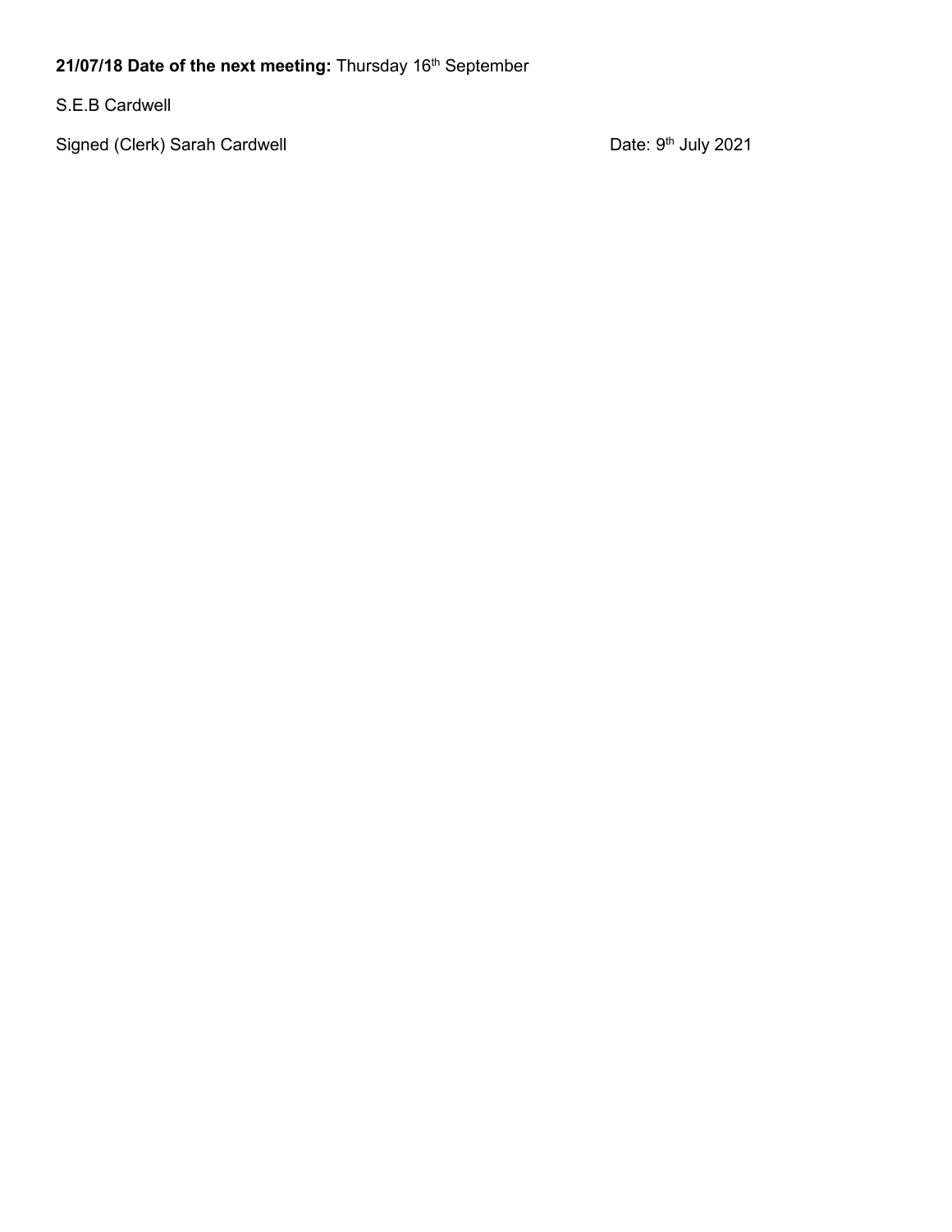**21/07/18 Date of the next meeting:** Thursday 16th September

S.E.B Cardwell

Signed (Clerk) Sarah Cardwell Date: 9th July 2021